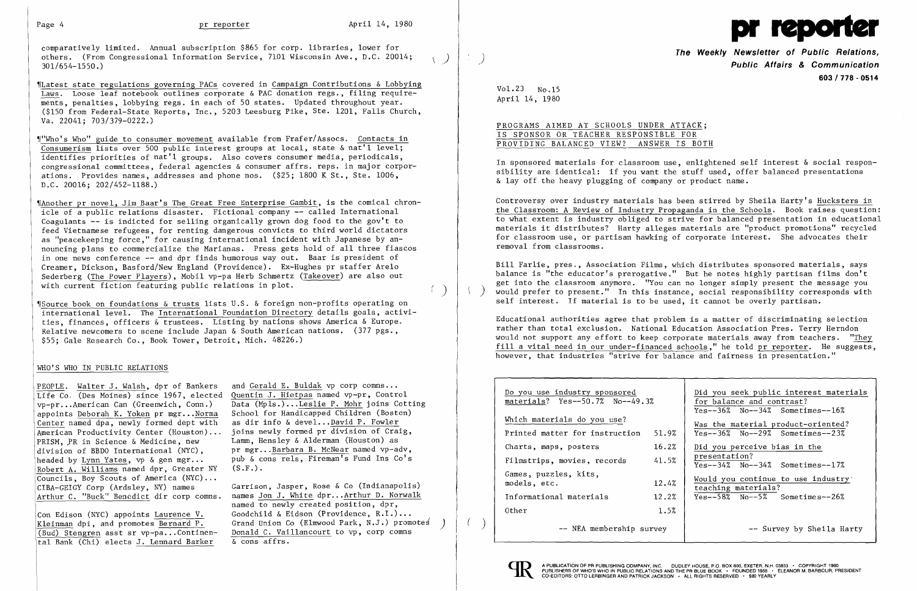comparatively limited. Annual subscription $865 for corp. libraries, lower for others. (From Congressional Information Service, 7101 Wisconsin Ave., D.C. 20014; 301/654-1550.)

¶Latest state regulations governing PACs covered in Campaign Contributions & Lobbying Laws. Loose leaf notebook outlines corporate & PAC donation regs., filing requirements, penalties, lobbying regs. in each of 50 states. Updated throughout year. ($150 from Federal-State Reports, Inc., 5203 Leesburg Pike, Ste. 1201, Falls Church, Va. 22041; 703/379-0222.)

¶"Who's Who" guide to consumer movement available from Frafer/Assocs. Contacts in Consumerism lists over 500 public interest groups at local, state & nat'l level; identifies priorities of nat'l groups. Also covers consumer media, periodicals, congressional committees, federal agencies & consumer affrs. reps. in major corporations. Provides names, addresses and phone nos. ($25; 1800 K St., Ste. 1006, D.C. 20016; 202/452-1188.)

¶Another pr novel, Jim Baar's The Great Free Enterprise Gambit, is the comical chronicle of a public relations disaster. Fictional company -- called International Coagulants -- is indicted for selling organically grown dog food to the gov't to feed Vietnamese refugees, for renting dangerous convicts to third world dictators as "peacekeeping force," for causing international incident with Japanese by announcing plans to commercialize the Marianas. Press gets hold of all three fiascos in one news conference -- and dpr finds humorous way out. Baar is president of Creamer, Dickson, Basford/New England (Providence). Ex-Hughes pr staffer Arelo Sederberg (The Power Players), Mobil vp-pa Herb Schmertz (Takeover) are also out with current fiction featuring public relations in plot.

¶Source book on foundations & trusts lists U.S. & foreign non-profits operating on international level. The International Foundation Directory details goals, activities, finances, officers & trustees. Listing by nations shows America & Europe. Relative newcomers to scene include Japan & South American nations. (377 pgs., $55; Gale Research Co., Book Tower, Detroit, Mich. 48226.)

## WHO'S WHO IN PUBLIC RELATIONS

PEOPLE. Walter J. Walsh, dpr of Bankers Life Co. (Des Moines) since 1967, elected vp-pr...American Can (Greenwich, Conn.) appoints Deborah K. Yoken pr mgr...Norma Center named dpa, newly formed dept with American Productivity Center (Houston)... PRISM, PR in Science & Medicine, new division of BBDO International (NYC), headed by Lynn Yates, vp & gen mgr... Robert A. Williams named dpr, Greater NY Councils, Boy Scouts of America (NYC)... CIBA-GEIGY Corp (Ardsley, NY) names Arthur C. "Buck" Benedict dir corp comns.

Con Edison (NYC) appoints Laurence V. Kleinman dpi, and promotes Bernard P. (Bud) Stengren asst sr vp-pa...Continental Bank (Chi) elects J. Lennard Barker and Gerald E. Buldak vp corp comns... Quentin J. Hietpas named vp-pr, Control Data (Mpls.)...Leslie P. Mohr joins Cotting School for Handicapped Children (Boston) as dir info & devel...David P. Fowler joins newly formed pr division of Craig, Lamm, Hensley & Alderman (Houston) as pr mgr...Barbara B. McNear named vp-adv, pub & cons rels, Fireman's Fund Ins Co's (S.F.).

Garrison, Jasper, Rose & Co (Indianapolis) names Jon J. White dpr...Arthur D. Norwalk named to newly created position, dpr, Goodchild & Eidson (Providence, R.I.)... Grand Union Co (Elmwood Park, N.J.) promotes Donald C. Vaillancourt to vp, corp comns & cons affrs.

# pr reporter

**The Weekly Newsletter of Public Relations, Public Affairs & Communication**
603 / 778 - 0514

Vol.23 No.15
April 14, 1980

## PROGRAMS AIMED AT SCHOOLS UNDER ATTACK; IS SPONSOR OR TEACHER RESPONSIBLE FOR PROVIDING BALANCED VIEW? ANSWER IS BOTH

In sponsored materials for classroom use, enlightened self interest & social responsibility are identical: if you want the stuff used, offer balanced presentations & lay off the heavy plugging of company or product name.

Controversy over industry materials has been stirred by Sheila Harty's Hucksters in the Classroom: A Review of Industry Propaganda in the Schools. Book raises question: to what extent is industry obliged to strive for balanced presentation in educational materials it distributes? Harty alleges materials are "product promotions" recycled for classroom use, or partisan hawking of corporate interest. She advocates their removal from classrooms.

Bill Farlie, pres., Association Films, which distributes sponsored materials, says balance is "the educator's prerogative." But he notes highly partisan films don't get into the classroom anymore. "You can no longer simply present the message you would prefer to present." In this instance, social responsibility corresponds with self interest. If material is to be used, it cannot be overly partisan.

Educational authorities agree that problem is a matter of discriminating selection rather than total exclusion. National Education Association Pres. Terry Herndon would not support any effort to keep corporate materials away from teachers. "They fill a vital need in our under-financed schools," he told pr reporter. He suggests, however, that industries "strive for balance and fairness in presentation."

| Do you use industry sponsored materials? Yes--50.7% No--49.3% | |
|---|---|
| **Which materials do you use?** | |
| Printed matter for instruction | 51.9% |
| Charts, maps, posters | 16.2% |
| Filmstrips, movies, records | 41.5% |
| Games, puzzles, kits, models, etc. | 12.4% |
| Informational materials | 12.2% |
| Other | 1.5% |

-- NEA membership survey

| Question | Yes | No | Sometimes |
|---|---|---|---|
| Did you seek public interest materials for balance and contrast? | 36% | 34% | 16% |
| Was the material product-oriented? | 36% | 29% | 23% |
| Did you perceive bias in the presentation? | 34% | 34% | 17% |
| Would you continue to use industry teaching materials? | 58% | 5% | 26% |

-- Survey by Sheila Harty

A PUBLICATION OF PR PUBLISHING COMPANY, INC. DUDLEY HOUSE, P.O. BOX 600, EXETER, N.H. 03833 • COPYRIGHT 1980
PUBLISHERS OF WHO'S WHO IN PUBLIC RELATIONS AND THE PR BLUE BOOK • FOUNDED 1958 • ELEANOR M. BARBOUR, PRESIDENT
CO-EDITORS: OTTO LERBINGER AND PATRICK JACKSON • ALL RIGHTS RESERVED • $80 YEARLY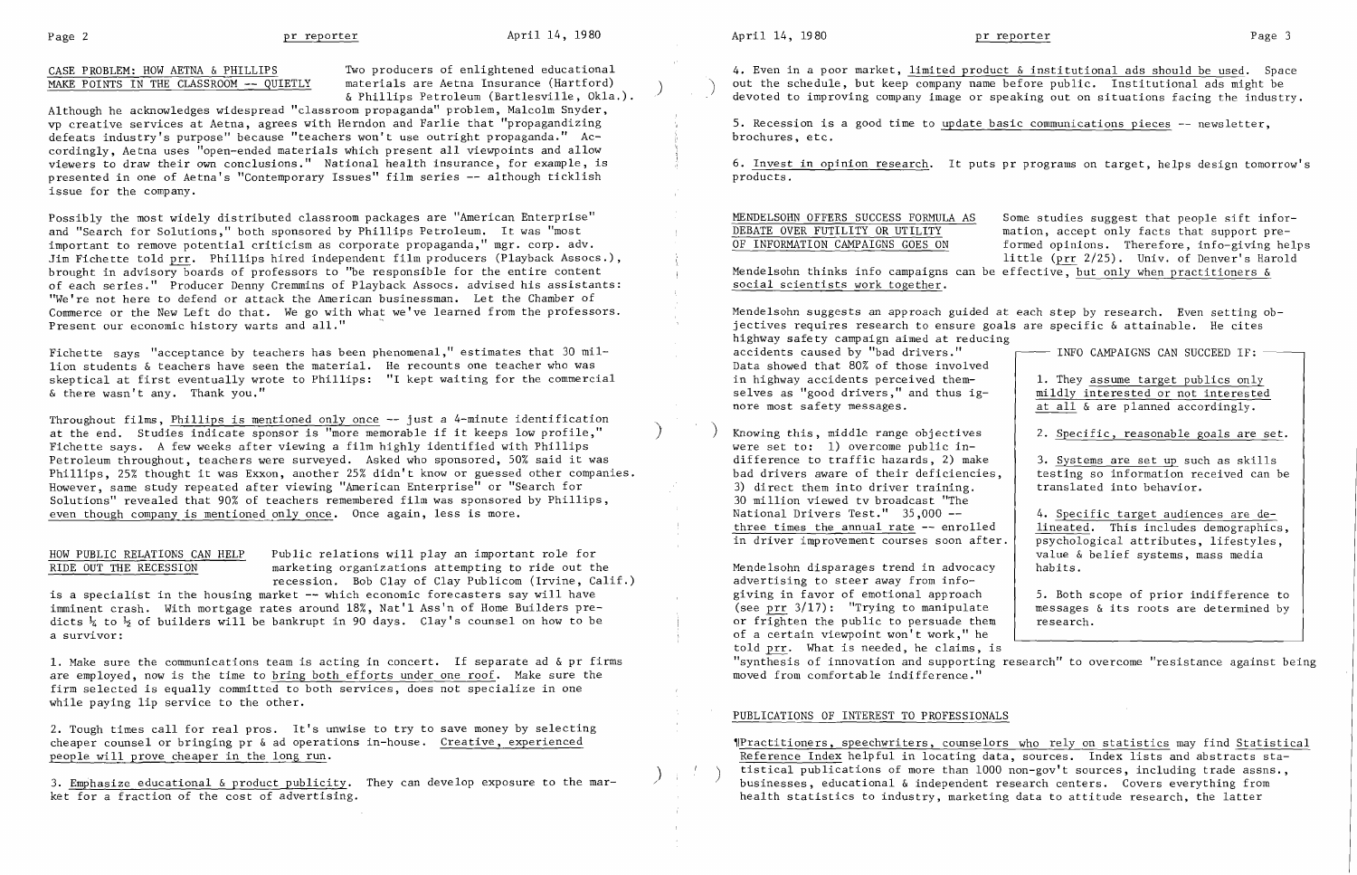## CASE PROBLEM: HOW AETNA & PHILLIPS MAKE POINTS IN THE CLASSROOM -- QUIETLY

Two producers of enlightened educational materials are Aetna Insurance (Hartford) & Phillips Petroleum (Bartlesville, Okla.). Although he acknowledges widespread "classroom propaganda" problem, Malcolm Snyder, vp creative services at Aetna, agrees with Herndon and Farlie that "propagandizing defeats industry's purpose" because "teachers won't use outright propaganda." Accordingly, Aetna uses "open-ended materials which present all viewpoints and allow viewers to draw their own conclusions." National health insurance, for example, is presented in one of Aetna's "Contemporary Issues" film series -- although ticklish issue for the company.

Possibly the most widely distributed classroom packages are "American Enterprise" and "Search for Solutions," both sponsored by Phillips Petroleum. It was "most important to remove potential criticism as corporate propaganda," mgr. corp. adv. Jim Fichette told prr. Phillips hired independent film producers (Playback Assocs.), brought in advisory boards of professors to "be responsible for the entire content of each series." Producer Denny Cremmins of Playback Assocs. advised his assistants: "We're not here to defend or attack the American businessman. Let the Chamber of Commerce or the New Left do that. We go with what we've learned from the professors. Present our economic history warts and all."

Fichette says "acceptance by teachers has been phenomenal," estimates that 30 million students & teachers have seen the material. He recounts one teacher who was skeptical at first eventually wrote to Phillips: "I kept waiting for the commercial & there wasn't any. Thank you."

Throughout films, Phillips is mentioned only once -- just a 4-minute identification at the end. Studies indicate sponsor is "more memorable if it keeps low profile," Fichette says. A few weeks after viewing a film highly identified with Phillips Petroleum throughout, teachers were surveyed. Asked who sponsored, 50% said it was Phillips, 25% thought it was Exxon, another 25% didn't know or guessed other companies. However, same study repeated after viewing "American Enterprise" or "Search for Solutions" revealed that 90% of teachers remembered film was sponsored by Phillips, even though company is mentioned only once. Once again, less is more.

## HOW PUBLIC RELATIONS CAN HELP RIDE OUT THE RECESSION

Public relations will play an important role for marketing organizations attempting to ride out the recession. Bob Clay of Clay Publicom (Irvine, Calif.) is a specialist in the housing market -- which economic forecasters say will have imminent crash. With mortgage rates around 18%, Nat'l Ass'n of Home Builders predicts ¼ to ½ of builders will be bankrupt in 90 days. Clay's counsel on how to be a survivor:

1. Make sure the communications team is acting in concert. If separate ad & pr firms are employed, now is the time to bring both efforts under one roof. Make sure the firm selected is equally committed to both services, does not specialize in one while paying lip service to the other.

2. Tough times call for real pros. It's unwise to try to save money by selecting cheaper counsel or bringing pr & ad operations in-house. Creative, experienced people will prove cheaper in the long run.

3. Emphasize educational & product publicity. They can develop exposure to the market for a fraction of the cost of advertising.

4. Even in a poor market, limited product & institutional ads should be used. Space out the schedule, but keep company name before public. Institutional ads might be devoted to improving company image or speaking out on situations facing the industry.

5. Recession is a good time to update basic communications pieces -- newsletter, brochures, etc.

6. Invest in opinion research. It puts pr programs on target, helps design tomorrow's products.

## MENDELSOHN OFFERS SUCCESS FORMULA AS DEBATE OVER FUTILITY OR UTILITY OF INFORMATION CAMPAIGNS GOES ON

Some studies suggest that people sift information, accept only facts that support preformed opinions. Therefore, info-giving helps little (prr 2/25). Univ. of Denver's Harold Mendelsohn thinks info campaigns can be effective, but only when practitioners & social scientists work together.

Mendelsohn suggests an approach guided at each step by research. Even setting objectives requires research to ensure goals are specific & attainable. He cites highway safety campaign aimed at reducing accidents caused by "bad drivers." Data showed that 80% of those involved in highway accidents perceived themselves as "good drivers," and thus ignore most safety messages.

Knowing this, middle range objectives were set to: 1) overcome public indifference to traffic hazards, 2) make bad drivers aware of their deficiencies, 3) direct them into driver training. 30 million viewed tv broadcast "The National Drivers Test." 35,000 -- three times the annual rate -- enrolled in driver improvement courses soon after.

Mendelsohn disparages trend in advocacy advertising to steer away from info-giving in favor of emotional approach (see prr 3/17): "Trying to manipulate or frighten the public to persuade them of a certain viewpoint won't work," he told prr. What is needed, he claims, is "synthesis of innovation and supporting research" to overcome "resistance against being moved from comfortable indifference."

> **INFO CAMPAIGNS CAN SUCCEED IF:**
>
> 1. They assume target publics only mildly interested or not interested at all & are planned accordingly.
>
> 2. Specific, reasonable goals are set.
>
> 3. Systems are set up such as skills testing so information received can be translated into behavior.
>
> 4. Specific target audiences are delineated. This includes demographics, psychological attributes, lifestyles, value & belief systems, mass media habits.
>
> 5. Both scope of prior indifference to messages & its roots are determined by research.

## PUBLICATIONS OF INTEREST TO PROFESSIONALS

¶Practitioners, speechwriters, counselors who rely on statistics may find Statistical Reference Index helpful in locating data, sources. Index lists and abstracts statistical publications of more than 1000 non-gov't sources, including trade assns., businesses, educational & independent research centers. Covers everything from health statistics to industry, marketing data to attitude research, the latter